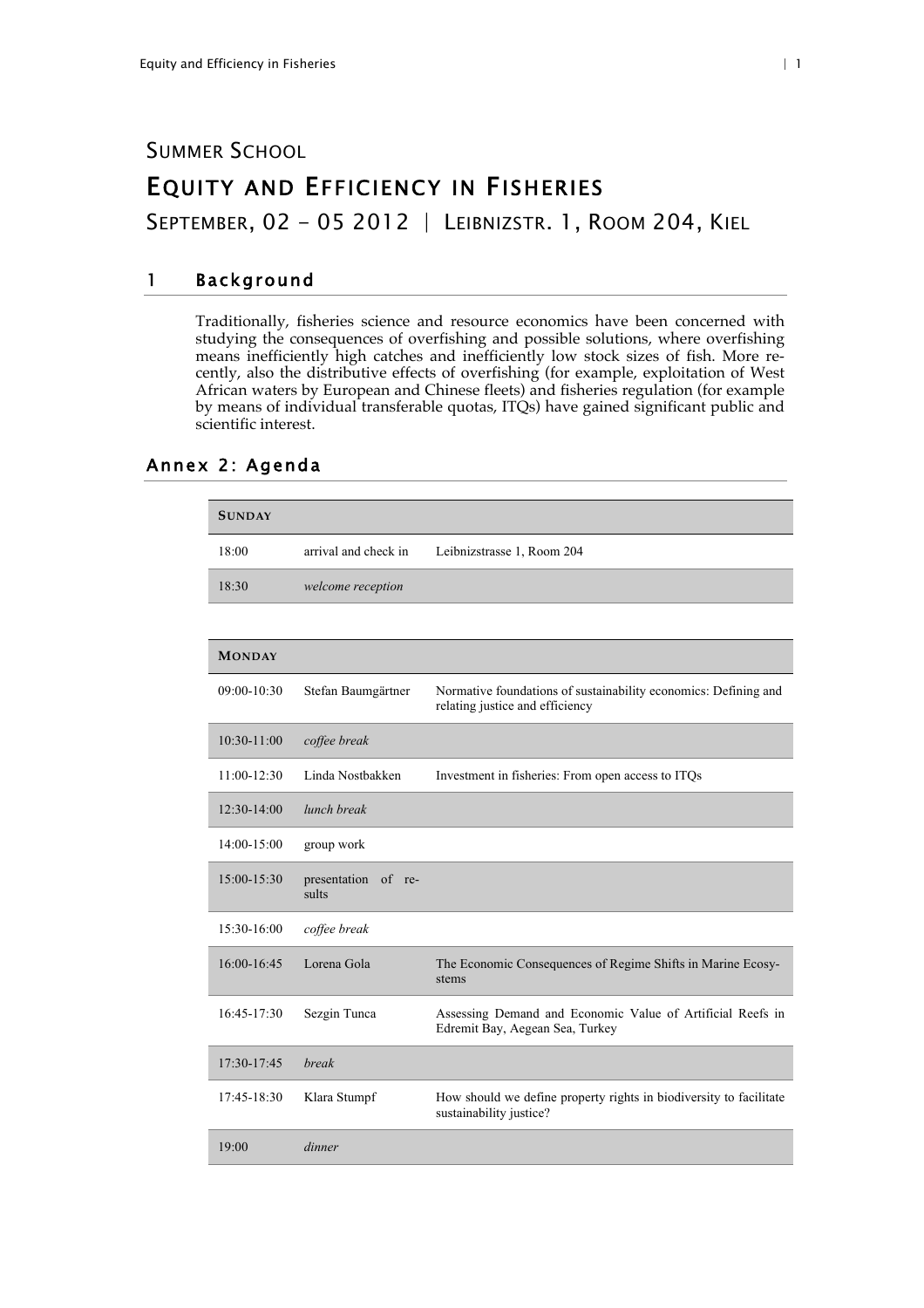# Summer School

# Equity and Efficiency in Fisheries

## September, 02 – 05 2012 | Leibnizstr. 1, Room 204, Kiel

## 1 Background

Traditionally, fisheries science and resource economics have been concerned with studying the consequences of overfishing and possible solutions, where overfishing means inefficiently high catches and inefficiently low stock sizes of fish. More recently, also the distributive effects of overfishing (for example, exploitation of West African waters by European and Chinese fleets) and fisheries regulation (for example by means of individual transferable quotas, ITQs) have gained significant public and scientific interest.

## Annex 2: Agenda

| **Sunday** | | |
|---|---|---|
| 18:00 | arrival and check in | Leibnizstrasse 1, Room 204 |
| 18:30 | *welcome reception* | |

| **Monday** | | |
|---|---|---|
| 09:00-10:30 | Stefan Baumgärtner | Normative foundations of sustainability economics: Defining and relating justice and efficiency |
| 10:30-11:00 | *coffee break* | |
| 11:00-12:30 | Linda Nostbakken | Investment in fisheries: From open access to ITQs |
| 12:30-14:00 | *lunch break* | |
| 14:00-15:00 | group work | |
| 15:00-15:30 | presentation of results | |
| 15:30-16:00 | *coffee break* | |
| 16:00-16:45 | Lorena Gola | The Economic Consequences of Regime Shifts in Marine Ecosystems |
| 16:45-17:30 | Sezgin Tunca | Assessing Demand and Economic Value of Artificial Reefs in Edremit Bay, Aegean Sea, Turkey |
| 17:30-17:45 | *break* | |
| 17:45-18:30 | Klara Stumpf | How should we define property rights in biodiversity to facilitate sustainability justice? |
| 19:00 | *dinner* | |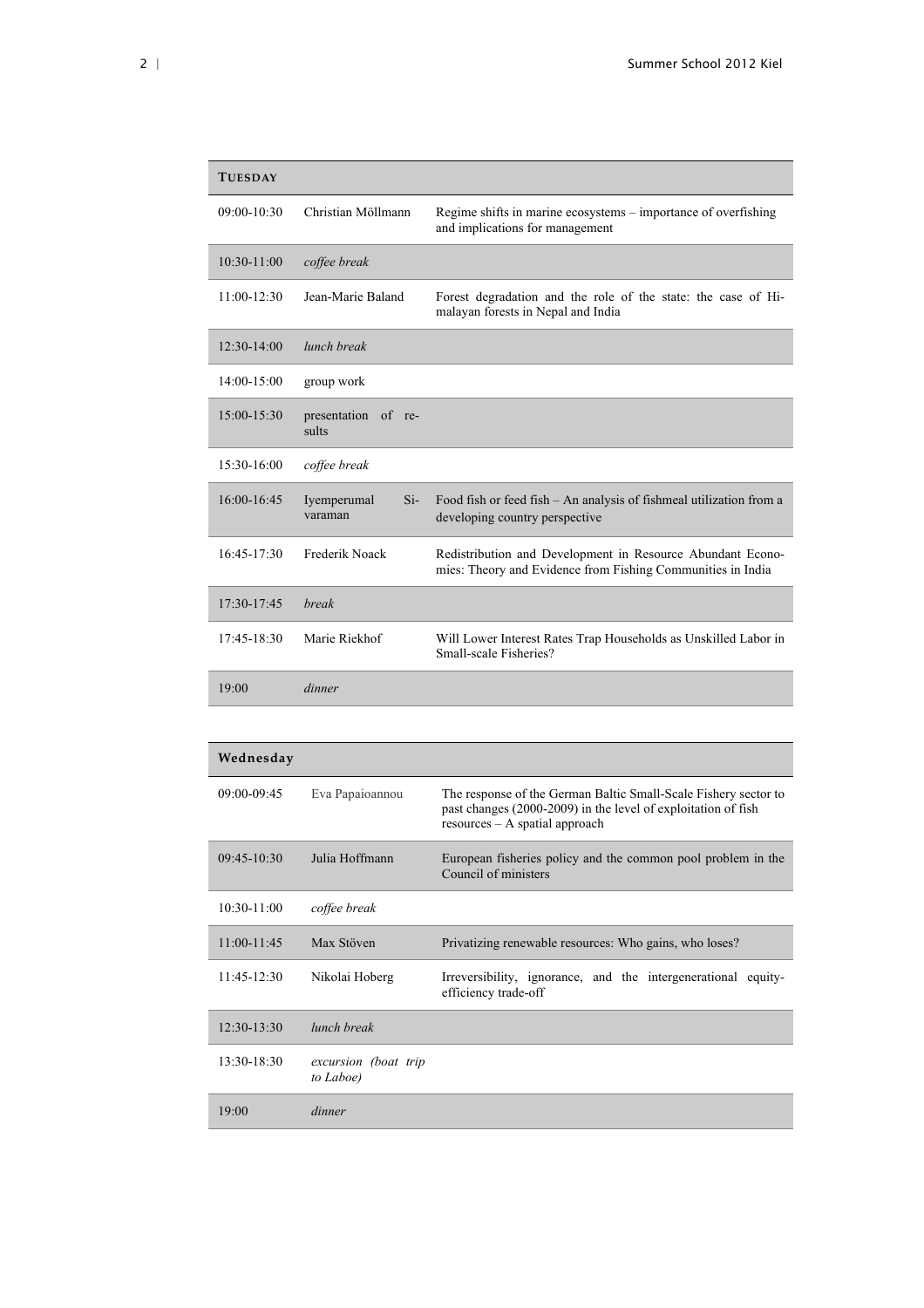| **Tuesday** | | |
|---|---|---|
| 09:00-10:30 | Christian Möllmann | Regime shifts in marine ecosystems – importance of overfishing and implications for management |
| 10:30-11:00 | *coffee break* | |
| 11:00-12:30 | Jean-Marie Baland | Forest degradation and the role of the state: the case of Himalayan forests in Nepal and India |
| 12:30-14:00 | *lunch break* | |
| 14:00-15:00 | group work | |
| 15:00-15:30 | presentation of results | |
| 15:30-16:00 | *coffee break* | |
| 16:00-16:45 | Iyemperumal Sivaraman | Food fish or feed fish – An analysis of fishmeal utilization from a developing country perspective |
| 16:45-17:30 | Frederik Noack | Redistribution and Development in Resource Abundant Economies: Theory and Evidence from Fishing Communities in India |
| 17:30-17:45 | *break* | |
| 17:45-18:30 | Marie Riekhof | Will Lower Interest Rates Trap Households as Unskilled Labor in Small-scale Fisheries? |
| 19:00 | *dinner* | |

| **Wednesday** | | |
|---|---|---|
| 09:00-09:45 | Eva Papaioannou | The response of the German Baltic Small-Scale Fishery sector to past changes (2000-2009) in the level of exploitation of fish resources – A spatial approach |
| 09:45-10:30 | Julia Hoffmann | European fisheries policy and the common pool problem in the Council of ministers |
| 10:30-11:00 | *coffee break* | |
| 11:00-11:45 | Max Stöven | Privatizing renewable resources: Who gains, who loses? |
| 11:45-12:30 | Nikolai Hoberg | Irreversibility, ignorance, and the intergenerational equity-efficiency trade-off |
| 12:30-13:30 | *lunch break* | |
| 13:30-18:30 | *excursion (boat trip to Laboe)* | |
| 19:00 | *dinner* | |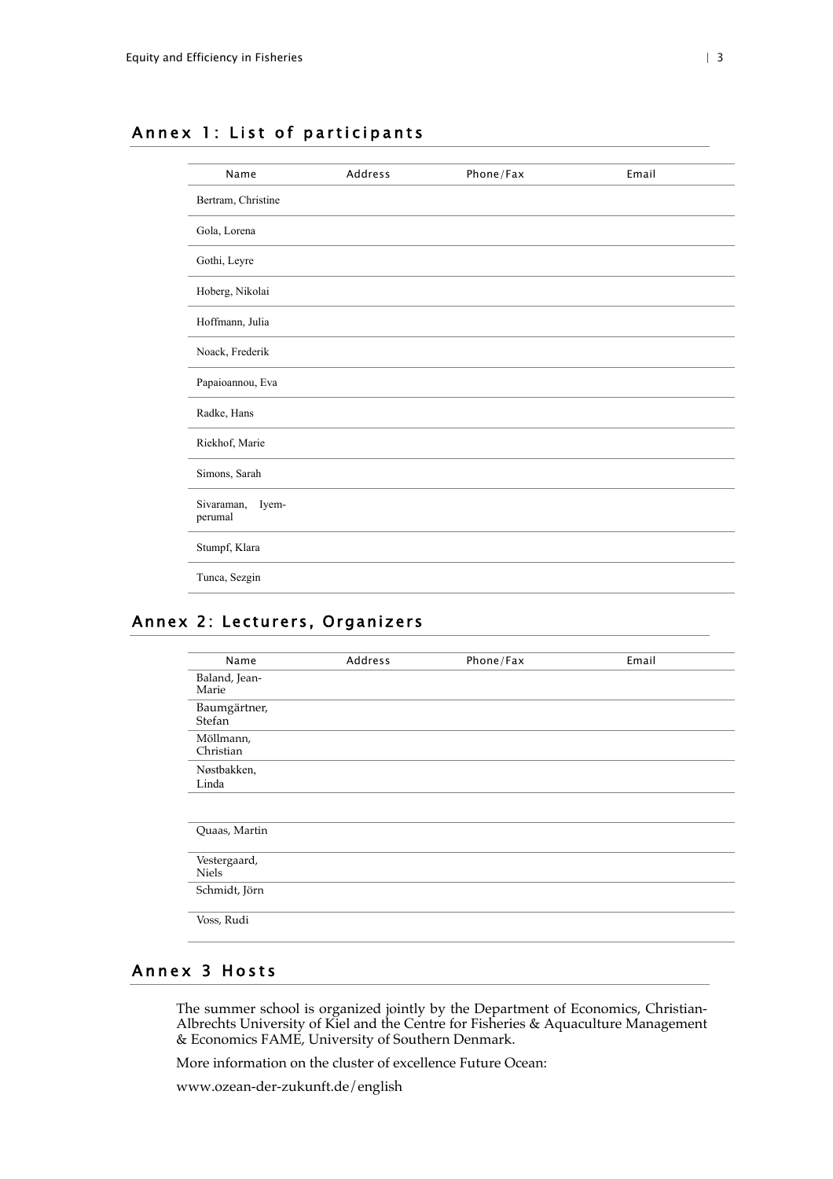## Annex 1: List of participants

| Name | Address | Phone/Fax | Email |
| --- | --- | --- | --- |
| Bertram, Christine | | | |
| Gola, Lorena | | | |
| Gothi, Leyre | | | |
| Hoberg, Nikolai | | | |
| Hoffmann, Julia | | | |
| Noack, Frederik | | | |
| Papaioannou, Eva | | | |
| Radke, Hans | | | |
| Riekhof, Marie | | | |
| Simons, Sarah | | | |
| Sivaraman, Iyemperumal | | | |
| Stumpf, Klara | | | |
| Tunca, Sezgin | | | |

## Annex 2: Lecturers, Organizers

| Name | Address | Phone/Fax | Email |
| --- | --- | --- | --- |
| Baland, Jean-Marie | | | |
| Baumgärtner, Stefan | | | |
| Möllmann, Christian | | | |
| Nøstbakken, Linda | | | |
| | | | |
| Quaas, Martin | | | |
| Vestergaard, Niels | | | |
| Schmidt, Jörn | | | |
| Voss, Rudi | | | |

## Annex 3 Hosts

The summer school is organized jointly by the Department of Economics, Christian-Albrechts University of Kiel and the Centre for Fisheries & Aquaculture Management & Economics FAME, University of Southern Denmark.

More information on the cluster of excellence Future Ocean:

www.ozean-der-zukunft.de/english